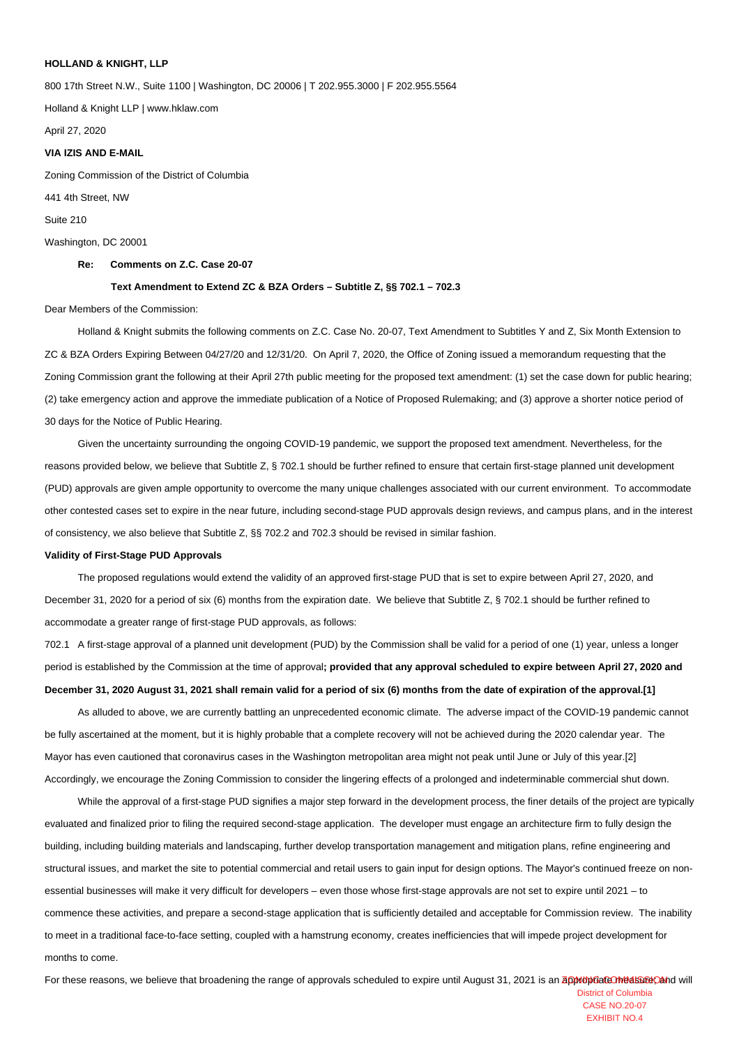**HOLLAND & KNIGHT, LLP**

800 17th Street N.W., Suite 1100 | Washington, DC 20006 | T 202.955.3000 | F 202.955.5564

Holland & Knight LLP | www.hklaw.com

April 27, 2020

**VIA IZIS AND E-MAIL**

Zoning Commission of the District of Columbia

441 4th Street, NW

Suite 210

Washington, DC 20001

**Re: Comments on Z.C. Case 20-07**

**Text Amendment to Extend ZC & BZA Orders – Subtitle Z, §§ 702.1 – 702.3**

Dear Members of the Commission:

Holland & Knight submits the following comments on Z.C. Case No. 20-07, Text Amendment to Subtitles Y and Z, Six Month Extension to ZC & BZA Orders Expiring Between 04/27/20 and 12/31/20. On April 7, 2020, the Office of Zoning issued a memorandum requesting that the Zoning Commission grant the following at their April 27th public meeting for the proposed text amendment: (1) set the case down for public hearing; (2) take emergency action and approve the immediate publication of a Notice of Proposed Rulemaking; and (3) approve a shorter notice period of 30 days for the Notice of Public Hearing.

Given the uncertainty surrounding the ongoing COVID-19 pandemic, we support the proposed text amendment. Nevertheless, for the reasons provided below, we believe that Subtitle Z, § 702.1 should be further refined to ensure that certain first-stage planned unit development (PUD) approvals are given ample opportunity to overcome the many unique challenges associated with our current environment. To accommodate other contested cases set to expire in the near future, including second-stage PUD approvals design reviews, and campus plans, and in the interest of consistency, we also believe that Subtitle Z, §§ 702.2 and 702.3 should be revised in similar fashion.

**Validity of First-Stage PUD Approvals**

The proposed regulations would extend the validity of an approved first-stage PUD that is set to expire between April 27, 2020, and December 31, 2020 for a period of six (6) months from the expiration date. We believe that Subtitle Z, § 702.1 should be further refined to accommodate a greater range of first-stage PUD approvals, as follows:

702.1 A first-stage approval of a planned unit development (PUD) by the Commission shall be valid for a period of one (1) year, unless a longer period is established by the Commission at the time of approval**; provided that any approval scheduled to expire between April 27, 2020 and December 31, 2020 August 31, 2021 shall remain valid for a period of six (6) months from the date of expiration of the approval.[1]**

As alluded to above, we are currently battling an unprecedented economic climate. The adverse impact of the COVID-19 pandemic cannot be fully ascertained at the moment, but it is highly probable that a complete recovery will not be achieved during the 2020 calendar year. The Mayor has even cautioned that coronavirus cases in the Washington metropolitan area might not peak until June or July of this year.[2] Accordingly, we encourage the Zoning Commission to consider the lingering effects of a prolonged and indeterminable commercial shut down.

While the approval of a first-stage PUD signifies a major step forward in the development process, the finer details of the project are typically evaluated and finalized prior to filing the required second-stage application. The developer must engage an architecture firm to fully design the building, including building materials and landscaping, further develop transportation management and mitigation plans, refine engineering and structural issues, and market the site to potential commercial and retail users to gain input for design options. The Mayor's continued freeze on non-essential businesses will make it very difficult for developers – even those whose first-stage approvals are not set to expire until 2021 – to commence these activities, and prepare a second-stage application that is sufficiently detailed and acceptable for Commission review. The inability to meet in a traditional face-to-face setting, coupled with a hamstrung economy, creates inefficiencies that will impede project development for months to come.

For these reasons, we believe that broadening the range of approvals scheduled to expire until August 31, 2021 is an appropriate measure, and will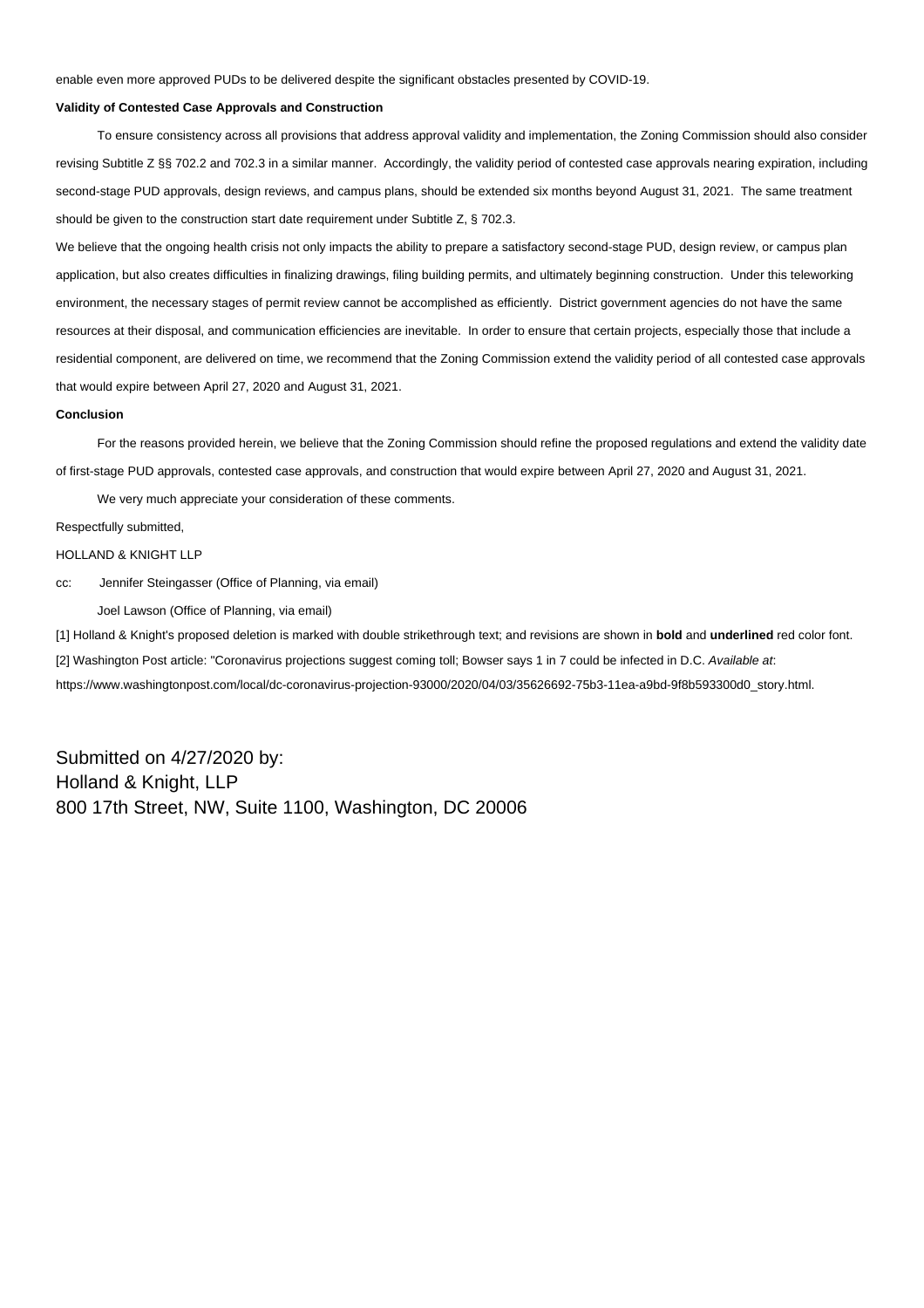enable even more approved PUDs to be delivered despite the significant obstacles presented by COVID-19.

**Validity of Contested Case Approvals and Construction**

To ensure consistency across all provisions that address approval validity and implementation, the Zoning Commission should also consider revising Subtitle Z §§ 702.2 and 702.3 in a similar manner. Accordingly, the validity period of contested case approvals nearing expiration, including second-stage PUD approvals, design reviews, and campus plans, should be extended six months beyond August 31, 2021. The same treatment should be given to the construction start date requirement under Subtitle Z, § 702.3.

We believe that the ongoing health crisis not only impacts the ability to prepare a satisfactory second-stage PUD, design review, or campus plan application, but also creates difficulties in finalizing drawings, filing building permits, and ultimately beginning construction. Under this teleworking environment, the necessary stages of permit review cannot be accomplished as efficiently. District government agencies do not have the same resources at their disposal, and communication efficiencies are inevitable. In order to ensure that certain projects, especially those that include a residential component, are delivered on time, we recommend that the Zoning Commission extend the validity period of all contested case approvals that would expire between April 27, 2020 and August 31, 2021.

**Conclusion**

For the reasons provided herein, we believe that the Zoning Commission should refine the proposed regulations and extend the validity date of first-stage PUD approvals, contested case approvals, and construction that would expire between April 27, 2020 and August 31, 2021.

We very much appreciate your consideration of these comments.

Respectfully submitted,

HOLLAND & KNIGHT LLP

cc: Jennifer Steingasser (Office of Planning, via email)

Joel Lawson (Office of Planning, via email)

[1] Holland & Knight's proposed deletion is marked with double strikethrough text; and revisions are shown in **bold** and **underlined** red color font.

[2] Washington Post article: "Coronavirus projections suggest coming toll; Bowser says 1 in 7 could be infected in D.C. *Available at*: https://www.washingtonpost.com/local/dc-coronavirus-projection-93000/2020/04/03/35626692-75b3-11ea-a9bd-9f8b593300d0_story.html.

Submitted on 4/27/2020 by:
Holland & Knight, LLP
800 17th Street, NW, Suite 1100, Washington, DC 20006